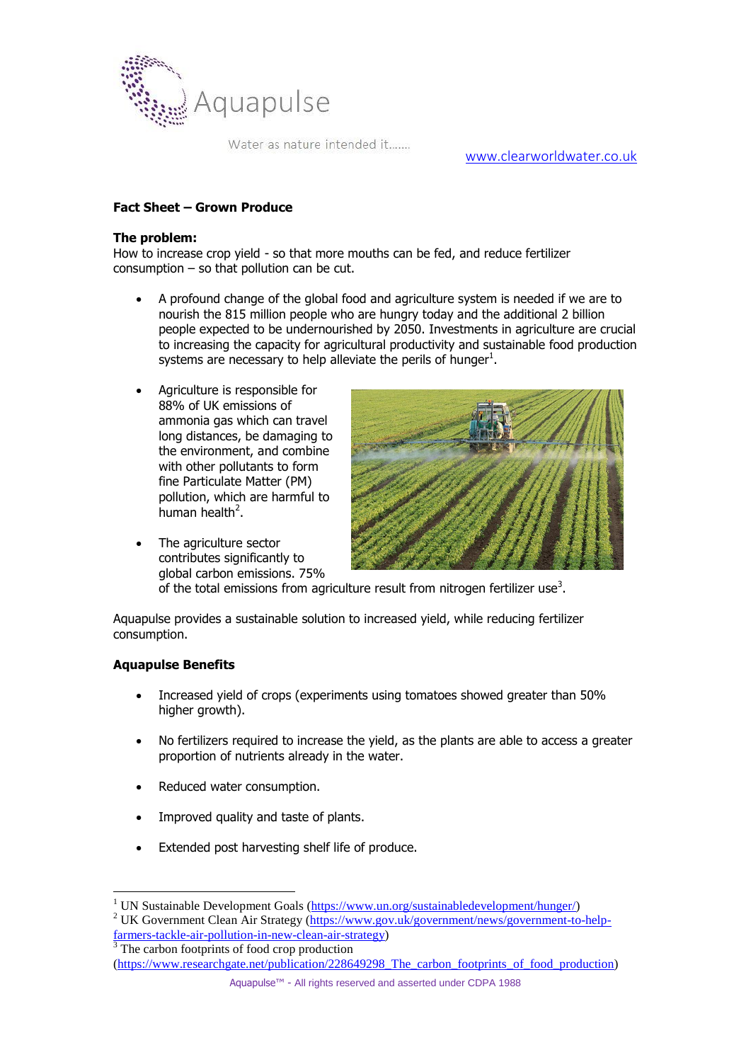Aquapulse

Water as nature intended it......

www.clearworldwater.co.uk

**Fact Sheet – Grown Produce**

**The problem:**
How to increase crop yield - so that more mouths can be fed, and reduce fertilizer consumption – so that pollution can be cut.

- A profound change of the global food and agriculture system is needed if we are to nourish the 815 million people who are hungry today and the additional 2 billion people expected to be undernourished by 2050. Investments in agriculture are crucial to increasing the capacity for agricultural productivity and sustainable food production systems are necessary to help alleviate the perils of hunger[1].

- Agriculture is responsible for 88% of UK emissions of ammonia gas which can travel long distances, be damaging to the environment, and combine with other pollutants to form fine Particulate Matter (PM) pollution, which are harmful to human health[2].

- The agriculture sector contributes significantly to global carbon emissions. 75% of the total emissions from agriculture result from nitrogen fertilizer use[3].

Aquapulse provides a sustainable solution to increased yield, while reducing fertilizer consumption.

**Aquapulse Benefits**

- Increased yield of crops (experiments using tomatoes showed greater than 50% higher growth).

- No fertilizers required to increase the yield, as the plants are able to access a greater proportion of nutrients already in the water.

- Reduced water consumption.

- Improved quality and taste of plants.

- Extended post harvesting shelf life of produce.

---

[1] UN Sustainable Development Goals (https://www.un.org/sustainabledevelopment/hunger/)
[2] UK Government Clean Air Strategy (https://www.gov.uk/government/news/government-to-help-farmers-tackle-air-pollution-in-new-clean-air-strategy)
[3] The carbon footprints of food crop production (https://www.researchgate.net/publication/228649298_The_carbon_footprints_of_food_production)

Aquapulse™ - All rights reserved and asserted under CDPA 1988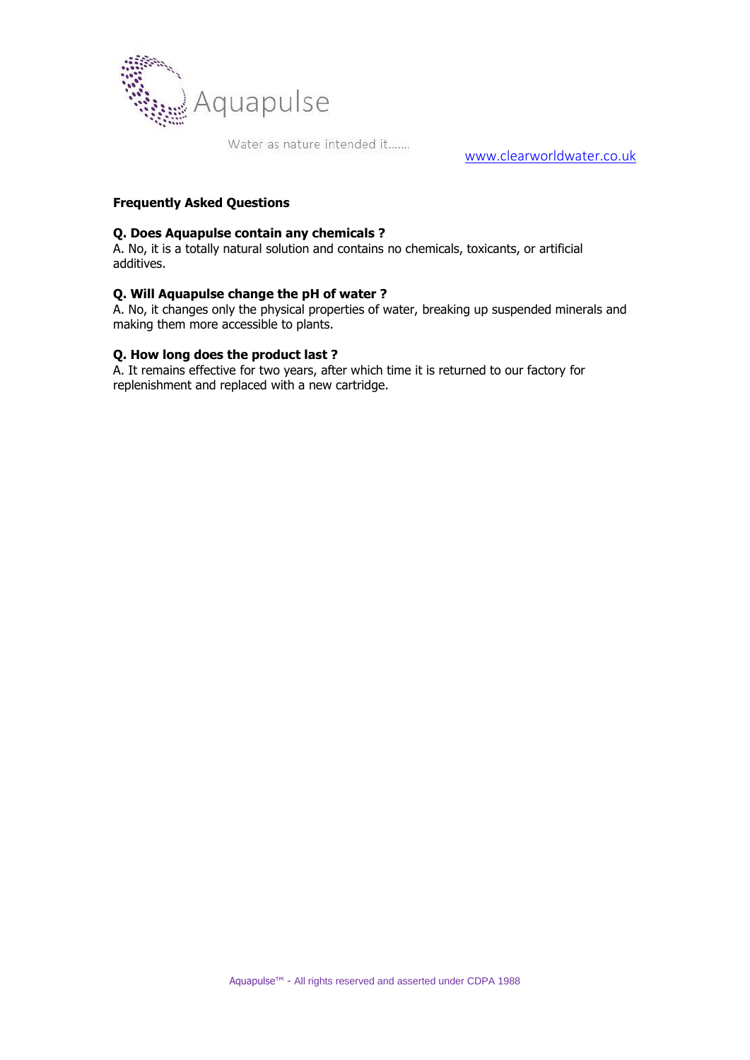Aquapulse

Water as nature intended it.......

www.clearworldwater.co.uk

**Frequently Asked Questions**

**Q. Does Aquapulse contain any chemicals ?**
A. No, it is a totally natural solution and contains no chemicals, toxicants, or artificial additives.

**Q. Will Aquapulse change the pH of water ?**
A. No, it changes only the physical properties of water, breaking up suspended minerals and making them more accessible to plants.

**Q. How long does the product last ?**
A. It remains effective for two years, after which time it is returned to our factory for replenishment and replaced with a new cartridge.

Aquapulse™ - All rights reserved and asserted under CDPA 1988